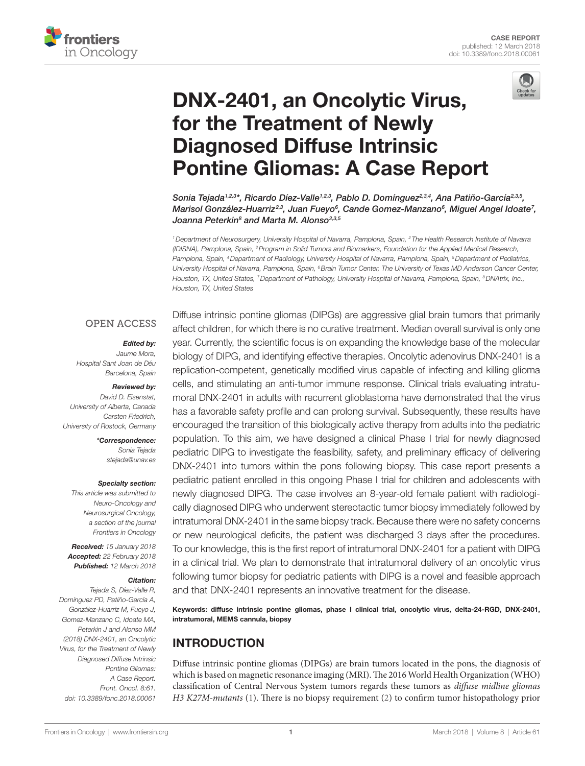CASE REPORT
published: 12 March 2018
doi: 10.3389/fonc.2018.00061

# DNX-2401, an Oncolytic Virus, for the Treatment of Newly Diagnosed Diffuse Intrinsic Pontine Gliomas: A Case Report

*Sonia Tejada[1,2,3]\*, Ricardo Díez-Valle[1,2,3], Pablo D. Domínguez[2,3,4], Ana Patiño-García[2,3,5], Marisol González-Huarriz[2,3], Juan Fueyo[6], Cande Gomez-Manzano[6], Miguel Angel Idoate[7], Joanna Peterkin[8] and Marta M. Alonso[2,3,5]*

[1] Department of Neurosurgery, University Hospital of Navarra, Pamplona, Spain, [2] The Health Research Institute of Navarra (IDISNA), Pamplona, Spain, [3] Program in Solid Tumors and Biomarkers, Foundation for the Applied Medical Research, Pamplona, Spain, [4] Department of Radiology, University Hospital of Navarra, Pamplona, Spain, [5] Department of Pediatrics, University Hospital of Navarra, Pamplona, Spain, [6] Brain Tumor Center, The University of Texas MD Anderson Cancer Center, Houston, TX, United States, [7] Department of Pathology, University Hospital of Navarra, Pamplona, Spain, [8] DNAtrix, Inc., Houston, TX, United States

OPEN ACCESS

***Edited by:***
Jaume Mora, Hospital Sant Joan de Déu Barcelona, Spain

***Reviewed by:***
David D. Eisenstat, University of Alberta, Canada
Carsten Friedrich, University of Rostock, Germany

***\*Correspondence:***
Sonia Tejada
stejada@unav.es

***Specialty section:***
This article was submitted to Neuro-Oncology and Neurosurgical Oncology, a section of the journal Frontiers in Oncology

***Received:*** 15 January 2018
***Accepted:*** 22 February 2018
***Published:*** 12 March 2018

***Citation:***
Tejada S, Díez-Valle R, Domínguez PD, Patiño-García A, González-Huarriz M, Fueyo J, Gomez-Manzano C, Idoate MA, Peterkin J and Alonso MM (2018) DNX-2401, an Oncolytic Virus, for the Treatment of Newly Diagnosed Diffuse Intrinsic Pontine Gliomas: A Case Report. Front. Oncol. 8:61. doi: 10.3389/fonc.2018.00061

Diffuse intrinsic pontine gliomas (DIPGs) are aggressive glial brain tumors that primarily affect children, for which there is no curative treatment. Median overall survival is only one year. Currently, the scientific focus is on expanding the knowledge base of the molecular biology of DIPG, and identifying effective therapies. Oncolytic adenovirus DNX-2401 is a replication-competent, genetically modified virus capable of infecting and killing glioma cells, and stimulating an anti-tumor immune response. Clinical trials evaluating intratumoral DNX-2401 in adults with recurrent glioblastoma have demonstrated that the virus has a favorable safety profile and can prolong survival. Subsequently, these results have encouraged the transition of this biologically active therapy from adults into the pediatric population. To this aim, we have designed a clinical Phase I trial for newly diagnosed pediatric DIPG to investigate the feasibility, safety, and preliminary efficacy of delivering DNX-2401 into tumors within the pons following biopsy. This case report presents a pediatric patient enrolled in this ongoing Phase I trial for children and adolescents with newly diagnosed DIPG. The case involves an 8-year-old female patient with radiologically diagnosed DIPG who underwent stereotactic tumor biopsy immediately followed by intratumoral DNX-2401 in the same biopsy track. Because there were no safety concerns or new neurological deficits, the patient was discharged 3 days after the procedures. To our knowledge, this is the first report of intratumoral DNX-2401 for a patient with DIPG in a clinical trial. We plan to demonstrate that intratumoral delivery of an oncolytic virus following tumor biopsy for pediatric patients with DIPG is a novel and feasible approach and that DNX-2401 represents an innovative treatment for the disease.

**Keywords: diffuse intrinsic pontine gliomas, phase I clinical trial, oncolytic virus, delta-24-RGD, DNX-2401, intratumoral, MEMS cannula, biopsy**

## INTRODUCTION

Diffuse intrinsic pontine gliomas (DIPGs) are brain tumors located in the pons, the diagnosis of which is based on magnetic resonance imaging (MRI). The 2016 World Health Organization (WHO) classification of Central Nervous System tumors regards these tumors as *diffuse midline gliomas H3 K27M-mutants* (1). There is no biopsy requirement (2) to confirm tumor histopathology prior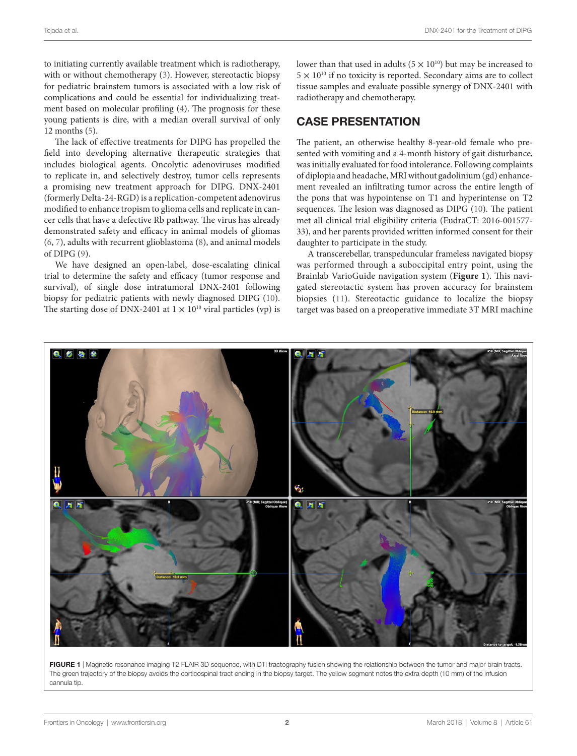to initiating currently available treatment which is radiotherapy, with or without chemotherapy (3). However, stereotactic biopsy for pediatric brainstem tumors is associated with a low risk of complications and could be essential for individualizing treatment based on molecular profiling (4). The prognosis for these young patients is dire, with a median overall survival of only 12 months (5).

The lack of effective treatments for DIPG has propelled the field into developing alternative therapeutic strategies that includes biological agents. Oncolytic adenoviruses modified to replicate in, and selectively destroy, tumor cells represents a promising new treatment approach for DIPG. DNX-2401 (formerly Delta-24-RGD) is a replication-competent adenovirus modified to enhance tropism to glioma cells and replicate in cancer cells that have a defective Rb pathway. The virus has already demonstrated safety and efficacy in animal models of gliomas (6, 7), adults with recurrent glioblastoma (8), and animal models of DIPG (9).

We have designed an open-label, dose-escalating clinical trial to determine the safety and efficacy (tumor response and survival), of single dose intratumoral DNX-2401 following biopsy for pediatric patients with newly diagnosed DIPG (10). The starting dose of DNX-2401 at $1 \times 10^{10}$ viral particles (vp) is lower than that used in adults ($5 \times 10^{10}$) but may be increased to $5 \times 10^{10}$ if no toxicity is reported. Secondary aims are to collect tissue samples and evaluate possible synergy of DNX-2401 with radiotherapy and chemotherapy.

## CASE PRESENTATION

The patient, an otherwise healthy 8-year-old female who presented with vomiting and a 4-month history of gait disturbance, was initially evaluated for food intolerance. Following complaints of diplopia and headache, MRI without gadolinium (gd) enhancement revealed an infiltrating tumor across the entire length of the pons that was hypointense on T1 and hyperintense on T2 sequences. The lesion was diagnosed as DIPG (10). The patient met all clinical trial eligibility criteria (EudraCT: 2016-001577-33), and her parents provided written informed consent for their daughter to participate in the study.

A transcerebellar, transpeduncular frameless navigated biopsy was performed through a suboccipital entry point, using the Brainlab VarioGuide navigation system (**Figure 1**). This navigated stereotactic system has proven accuracy for brainstem biopsies (11). Stereotactic guidance to localize the biopsy target was based on a preoperative immediate 3T MRI machine

**FIGURE 1** | Magnetic resonance imaging T2 FLAIR 3D sequence, with DTI tractography fusion showing the relationship between the tumor and major brain tracts. The green trajectory of the biopsy avoids the corticospinal tract ending in the biopsy target. The yellow segment notes the extra depth (10 mm) of the infusion cannula tip.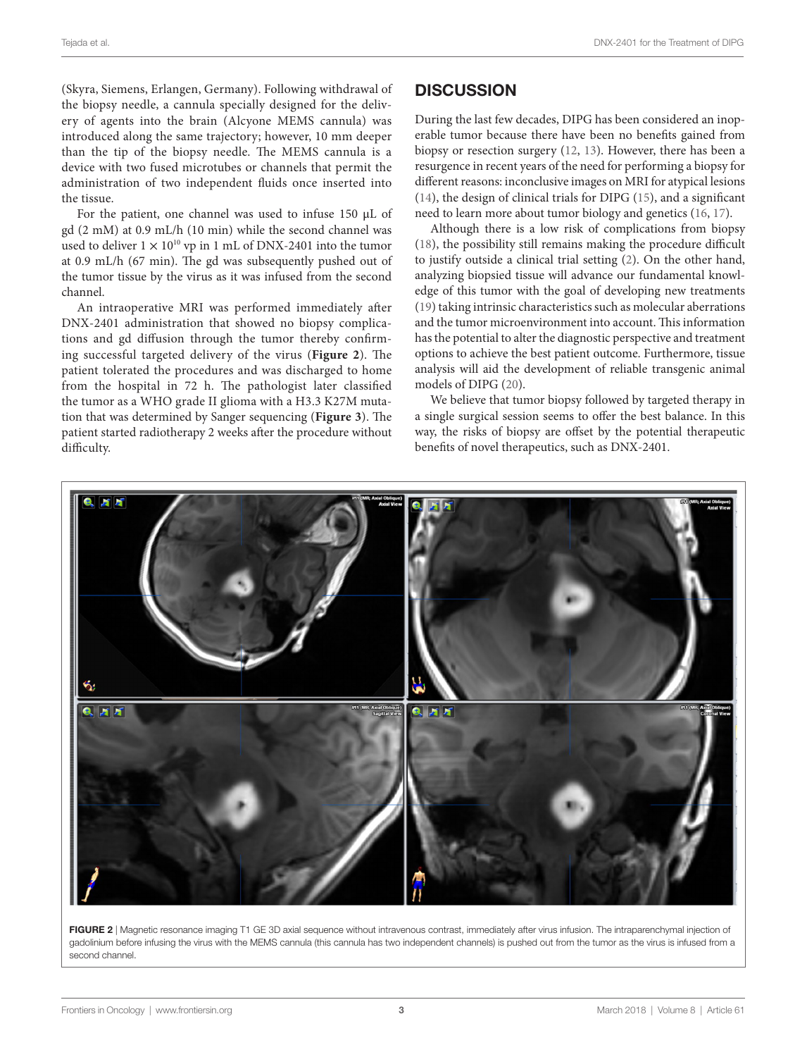(Skyra, Siemens, Erlangen, Germany). Following withdrawal of the biopsy needle, a cannula specially designed for the delivery of agents into the brain (Alcyone MEMS cannula) was introduced along the same trajectory; however, 10 mm deeper than the tip of the biopsy needle. The MEMS cannula is a device with two fused microtubes or channels that permit the administration of two independent fluids once inserted into the tissue.

For the patient, one channel was used to infuse 150 µL of gd (2 mM) at 0.9 mL/h (10 min) while the second channel was used to deliver $1 \times 10^{10}$ vp in 1 mL of DNX-2401 into the tumor at 0.9 mL/h (67 min). The gd was subsequently pushed out of the tumor tissue by the virus as it was infused from the second channel.

An intraoperative MRI was performed immediately after DNX-2401 administration that showed no biopsy complications and gd diffusion through the tumor thereby confirming successful targeted delivery of the virus (**Figure 2**). The patient tolerated the procedures and was discharged to home from the hospital in 72 h. The pathologist later classified the tumor as a WHO grade II glioma with a H3.3 K27M mutation that was determined by Sanger sequencing (**Figure 3**). The patient started radiotherapy 2 weeks after the procedure without difficulty.

## DISCUSSION

During the last few decades, DIPG has been considered an inoperable tumor because there have been no benefits gained from biopsy or resection surgery (12, 13). However, there has been a resurgence in recent years of the need for performing a biopsy for different reasons: inconclusive images on MRI for atypical lesions (14), the design of clinical trials for DIPG (15), and a significant need to learn more about tumor biology and genetics (16, 17).

Although there is a low risk of complications from biopsy (18), the possibility still remains making the procedure difficult to justify outside a clinical trial setting (2). On the other hand, analyzing biopsied tissue will advance our fundamental knowledge of this tumor with the goal of developing new treatments (19) taking intrinsic characteristics such as molecular aberrations and the tumor microenvironment into account. This information has the potential to alter the diagnostic perspective and treatment options to achieve the best patient outcome. Furthermore, tissue analysis will aid the development of reliable transgenic animal models of DIPG (20).

We believe that tumor biopsy followed by targeted therapy in a single surgical session seems to offer the best balance. In this way, the risks of biopsy are offset by the potential therapeutic benefits of novel therapeutics, such as DNX-2401.

**FIGURE 2** | Magnetic resonance imaging T1 GE 3D axial sequence without intravenous contrast, immediately after virus infusion. The intraparenchymal injection of gadolinium before infusing the virus with the MEMS cannula (this cannula has two independent channels) is pushed out from the tumor as the virus is infused from a second channel.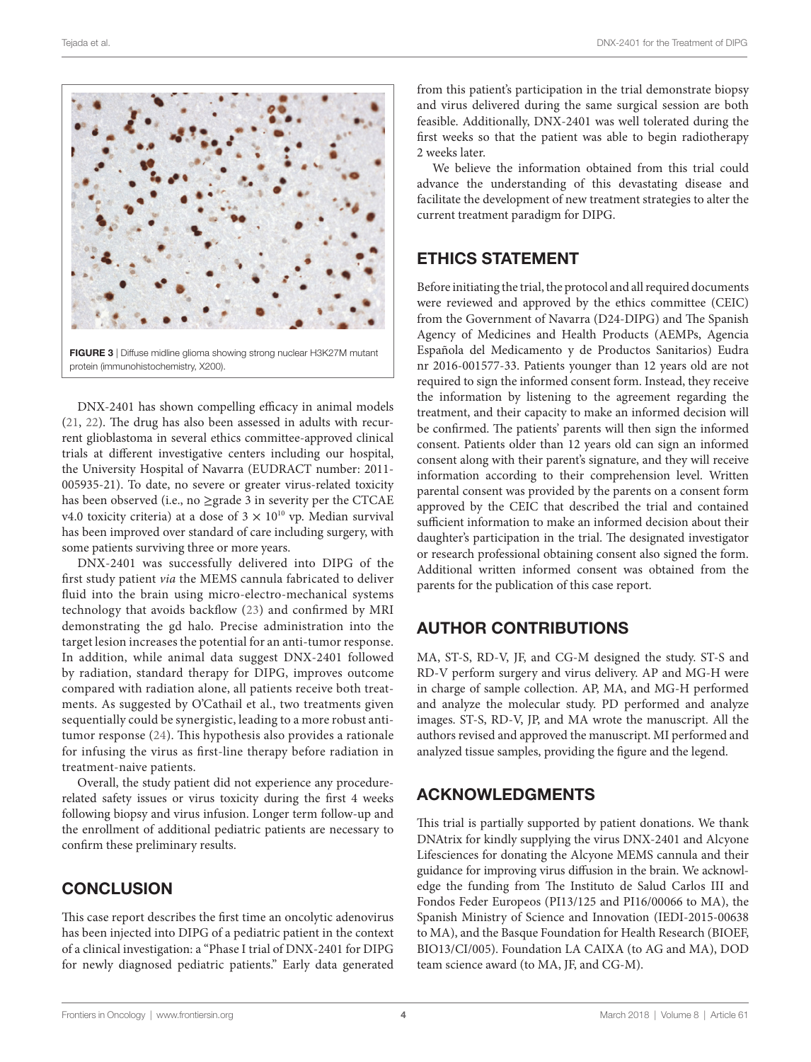FIGURE 3 | Diffuse midline glioma showing strong nuclear H3K27M mutant protein (immunohistochemistry, X200).

DNX-2401 has shown compelling efficacy in animal models (21, 22). The drug has also been assessed in adults with recurrent glioblastoma in several ethics committee-approved clinical trials at different investigative centers including our hospital, the University Hospital of Navarra (EUDRACT number: 2011-005935-21). To date, no severe or greater virus-related toxicity has been observed (i.e., no ≥grade 3 in severity per the CTCAE v4.0 toxicity criteria) at a dose of $3 \times 10^{10}$ vp. Median survival has been improved over standard of care including surgery, with some patients surviving three or more years.

DNX-2401 was successfully delivered into DIPG of the first study patient *via* the MEMS cannula fabricated to deliver fluid into the brain using micro-electro-mechanical systems technology that avoids backflow (23) and confirmed by MRI demonstrating the gd halo. Precise administration into the target lesion increases the potential for an anti-tumor response. In addition, while animal data suggest DNX-2401 followed by radiation, standard therapy for DIPG, improves outcome compared with radiation alone, all patients receive both treatments. As suggested by O'Cathail et al., two treatments given sequentially could be synergistic, leading to a more robust anti-tumor response (24). This hypothesis also provides a rationale for infusing the virus as first-line therapy before radiation in treatment-naive patients.

Overall, the study patient did not experience any procedure-related safety issues or virus toxicity during the first 4 weeks following biopsy and virus infusion. Longer term follow-up and the enrollment of additional pediatric patients are necessary to confirm these preliminary results.

## CONCLUSION

This case report describes the first time an oncolytic adenovirus has been injected into DIPG of a pediatric patient in the context of a clinical investigation: a "Phase I trial of DNX-2401 for DIPG for newly diagnosed pediatric patients." Early data generated from this patient's participation in the trial demonstrate biopsy and virus delivered during the same surgical session are both feasible. Additionally, DNX-2401 was well tolerated during the first weeks so that the patient was able to begin radiotherapy 2 weeks later.

We believe the information obtained from this trial could advance the understanding of this devastating disease and facilitate the development of new treatment strategies to alter the current treatment paradigm for DIPG.

## ETHICS STATEMENT

Before initiating the trial, the protocol and all required documents were reviewed and approved by the ethics committee (CEIC) from the Government of Navarra (D24-DIPG) and The Spanish Agency of Medicines and Health Products (AEMPs, Agencia Española del Medicamento y de Productos Sanitarios) Eudra nr 2016-001577-33. Patients younger than 12 years old are not required to sign the informed consent form. Instead, they receive the information by listening to the agreement regarding the treatment, and their capacity to make an informed decision will be confirmed. The patients' parents will then sign the informed consent. Patients older than 12 years old can sign an informed consent along with their parent's signature, and they will receive information according to their comprehension level. Written parental consent was provided by the parents on a consent form approved by the CEIC that described the trial and contained sufficient information to make an informed decision about their daughter's participation in the trial. The designated investigator or research professional obtaining consent also signed the form. Additional written informed consent was obtained from the parents for the publication of this case report.

## AUTHOR CONTRIBUTIONS

MA, ST-S, RD-V, JF, and CG-M designed the study. ST-S and RD-V perform surgery and virus delivery. AP and MG-H were in charge of sample collection. AP, MA, and MG-H performed and analyze the molecular study. PD performed and analyze images. ST-S, RD-V, JP, and MA wrote the manuscript. All the authors revised and approved the manuscript. MI performed and analyzed tissue samples, providing the figure and the legend.

## ACKNOWLEDGMENTS

This trial is partially supported by patient donations. We thank DNAtrix for kindly supplying the virus DNX-2401 and Alcyone Lifesciences for donating the Alcyone MEMS cannula and their guidance for improving virus diffusion in the brain. We acknowledge the funding from The Instituto de Salud Carlos III and Fondos Feder Europeos (PI13/125 and PI16/00066 to MA), the Spanish Ministry of Science and Innovation (IEDI-2015-00638 to MA), and the Basque Foundation for Health Research (BIOEF, BIO13/CI/005). Foundation LA CAIXA (to AG and MA), DOD team science award (to MA, JF, and CG-M).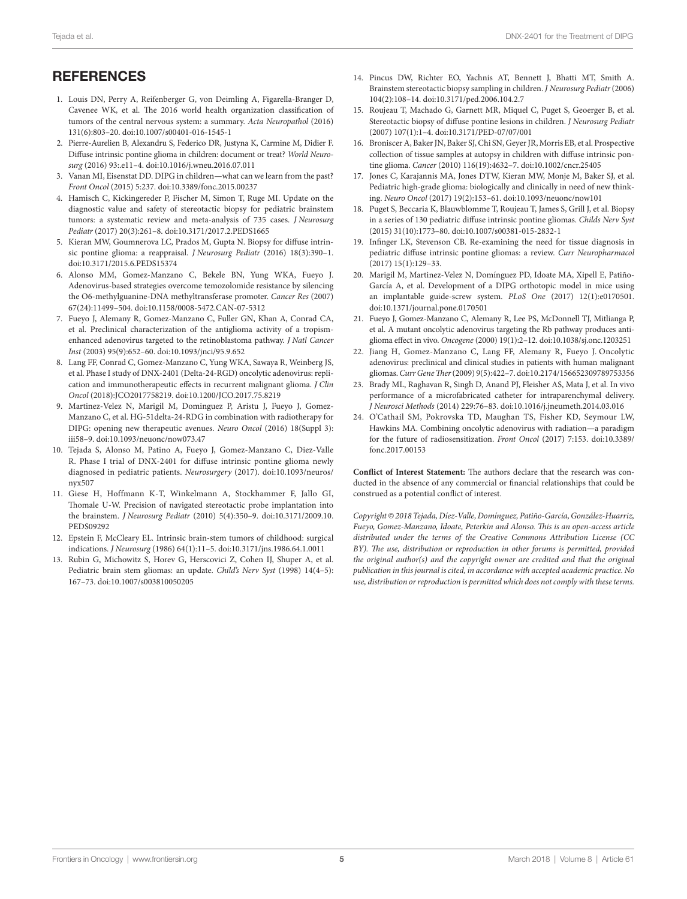## REFERENCES

1. Louis DN, Perry A, Reifenberger G, von Deimling A, Figarella-Branger D, Cavenee WK, et al. The 2016 world health organization classification of tumors of the central nervous system: a summary. *Acta Neuropathol* (2016) 131(6):803–20. doi:10.1007/s00401-016-1545-1
2. Pierre-Aurelien B, Alexandru S, Federico DR, Justyna K, Carmine M, Didier F. Diffuse intrinsic pontine glioma in children: document or treat? *World Neurosurg* (2016) 93:.e11–4. doi:10.1016/j.wneu.2016.07.011
3. Vanan MI, Eisenstat DD. DIPG in children—what can we learn from the past? *Front Oncol* (2015) 5:237. doi:10.3389/fonc.2015.00237
4. Hamisch C, Kickingereder P, Fischer M, Simon T, Ruge MI. Update on the diagnostic value and safety of stereotactic biopsy for pediatric brainstem tumors: a systematic review and meta-analysis of 735 cases. *J Neurosurg Pediatr* (2017) 20(3):261–8. doi:10.3171/2017.2.PEDS1665
5. Kieran MW, Goumnerova LC, Prados M, Gupta N. Biopsy for diffuse intrinsic pontine glioma: a reappraisal. *J Neurosurg Pediatr* (2016) 18(3):390–1. doi:10.3171/2015.6.PEDS15374
6. Alonso MM, Gomez-Manzano C, Bekele BN, Yung WKA, Fueyo J. Adenovirus-based strategies overcome temozolomide resistance by silencing the O6-methylguanine-DNA methyltransferase promoter. *Cancer Res* (2007) 67(24):11499–504. doi:10.1158/0008-5472.CAN-07-5312
7. Fueyo J, Alemany R, Gomez-Manzano C, Fuller GN, Khan A, Conrad CA, et al. Preclinical characterization of the antiglioma activity of a tropism-enhanced adenovirus targeted to the retinoblastoma pathway. *J Natl Cancer Inst* (2003) 95(9):652–60. doi:10.1093/jnci/95.9.652
8. Lang FF, Conrad C, Gomez-Manzano C, Yung WKA, Sawaya R, Weinberg JS, et al. Phase I study of DNX-2401 (Delta-24-RGD) oncolytic adenovirus: replication and immunotherapeutic effects in recurrent malignant glioma. *J Clin Oncol* (2018):JCO2017758219. doi:10.1200/JCO.2017.75.8219
9. Martinez-Velez N, Marigil M, Dominguez P, Aristu J, Fueyo J, Gomez-Manzano C, et al. HG-51delta-24-RDG in combination with radiotherapy for DIPG: opening new therapeutic avenues. *Neuro Oncol* (2016) 18(Suppl 3): iii58–9. doi:10.1093/neuonc/now073.47
10. Tejada S, Alonso M, Patino A, Fueyo J, Gomez-Manzano C, Diez-Valle R. Phase I trial of DNX-2401 for diffuse intrinsic pontine glioma newly diagnosed in pediatric patients. *Neurosurgery* (2017). doi:10.1093/neuros/nyx507
11. Giese H, Hoffmann K-T, Winkelmann A, Stockhammer F, Jallo GI, Thomale U-W. Precision of navigated stereotactic probe implantation into the brainstem. *J Neurosurg Pediatr* (2010) 5(4):350–9. doi:10.3171/2009.10.PEDS09292
12. Epstein F, McCleary EL. Intrinsic brain-stem tumors of childhood: surgical indications. *J Neurosurg* (1986) 64(1):11–5. doi:10.3171/jns.1986.64.1.0011
13. Rubin G, Michowitz S, Horev G, Herscovici Z, Cohen IJ, Shuper A, et al. Pediatric brain stem gliomas: an update. *Child's Nerv Syst* (1998) 14(4–5): 167–73. doi:10.1007/s003810050205
14. Pincus DW, Richter EO, Yachnis AT, Bennett J, Bhatti MT, Smith A. Brainstem stereotactic biopsy sampling in children. *J Neurosurg Pediatr* (2006) 104(2):108–14. doi:10.3171/ped.2006.104.2.7
15. Roujeau T, Machado G, Garnett MR, Miquel C, Puget S, Geoerger B, et al. Stereotactic biopsy of diffuse pontine lesions in children. *J Neurosurg Pediatr* (2007) 107(1):1–4. doi:10.3171/PED-07/07/001
16. Broniscer A, Baker JN, Baker SJ, Chi SN, Geyer JR, Morris EB, et al. Prospective collection of tissue samples at autopsy in children with diffuse intrinsic pontine glioma. *Cancer* (2010) 116(19):4632–7. doi:10.1002/cncr.25405
17. Jones C, Karajannis MA, Jones DTW, Kieran MW, Monje M, Baker SJ, et al. Pediatric high-grade glioma: biologically and clinically in need of new thinking. *Neuro Oncol* (2017) 19(2):153–61. doi:10.1093/neuonc/now101
18. Puget S, Beccaria K, Blauwblomme T, Roujeau T, James S, Grill J, et al. Biopsy in a series of 130 pediatric diffuse intrinsic pontine gliomas. *Childs Nerv Syst* (2015) 31(10):1773–80. doi:10.1007/s00381-015-2832-1
19. Infinger LK, Stevenson CB. Re-examining the need for tissue diagnosis in pediatric diffuse intrinsic pontine gliomas: a review. *Curr Neuropharmacol* (2017) 15(1):129–33.
20. Marigil M, Martinez-Velez N, Domínguez PD, Idoate MA, Xipell E, Patiño-García A, et al. Development of a DIPG orthotopic model in mice using an implantable guide-screw system. *PLoS One* (2017) 12(1):e0170501. doi:10.1371/journal.pone.0170501
21. Fueyo J, Gomez-Manzano C, Alemany R, Lee PS, McDonnell TJ, Mitlianga P, et al. A mutant oncolytic adenovirus targeting the Rb pathway produces anti-glioma effect in vivo. *Oncogene* (2000) 19(1):2–12. doi:10.1038/sj.onc.1203251
22. Jiang H, Gomez-Manzano C, Lang FF, Alemany R, Fueyo J. Oncolytic adenovirus: preclinical and clinical studies in patients with human malignant gliomas. *Curr Gene Ther* (2009) 9(5):422–7. doi:10.2174/156652309789753356
23. Brady ML, Raghavan R, Singh D, Anand PJ, Fleisher AS, Mata J, et al. In vivo performance of a microfabricated catheter for intraparenchymal delivery. *J Neurosci Methods* (2014) 229:76–83. doi:10.1016/j.jneumeth.2014.03.016
24. O'Cathail SM, Pokrovska TD, Maughan TS, Fisher KD, Seymour LW, Hawkins MA. Combining oncolytic adenovirus with radiation—a paradigm for the future of radiosensitization. *Front Oncol* (2017) 7:153. doi:10.3389/fonc.2017.00153

**Conflict of Interest Statement:** The authors declare that the research was conducted in the absence of any commercial or financial relationships that could be construed as a potential conflict of interest.

*Copyright © 2018 Tejada, Díez-Valle, Domínguez, Patiño-García, González-Huarriz, Fueyo, Gomez-Manzano, Idoate, Peterkin and Alonso. This is an open-access article distributed under the terms of the Creative Commons Attribution License (CC BY). The use, distribution or reproduction in other forums is permitted, provided the original author(s) and the copyright owner are credited and that the original publication in this journal is cited, in accordance with accepted academic practice. No use, distribution or reproduction is permitted which does not comply with these terms.*